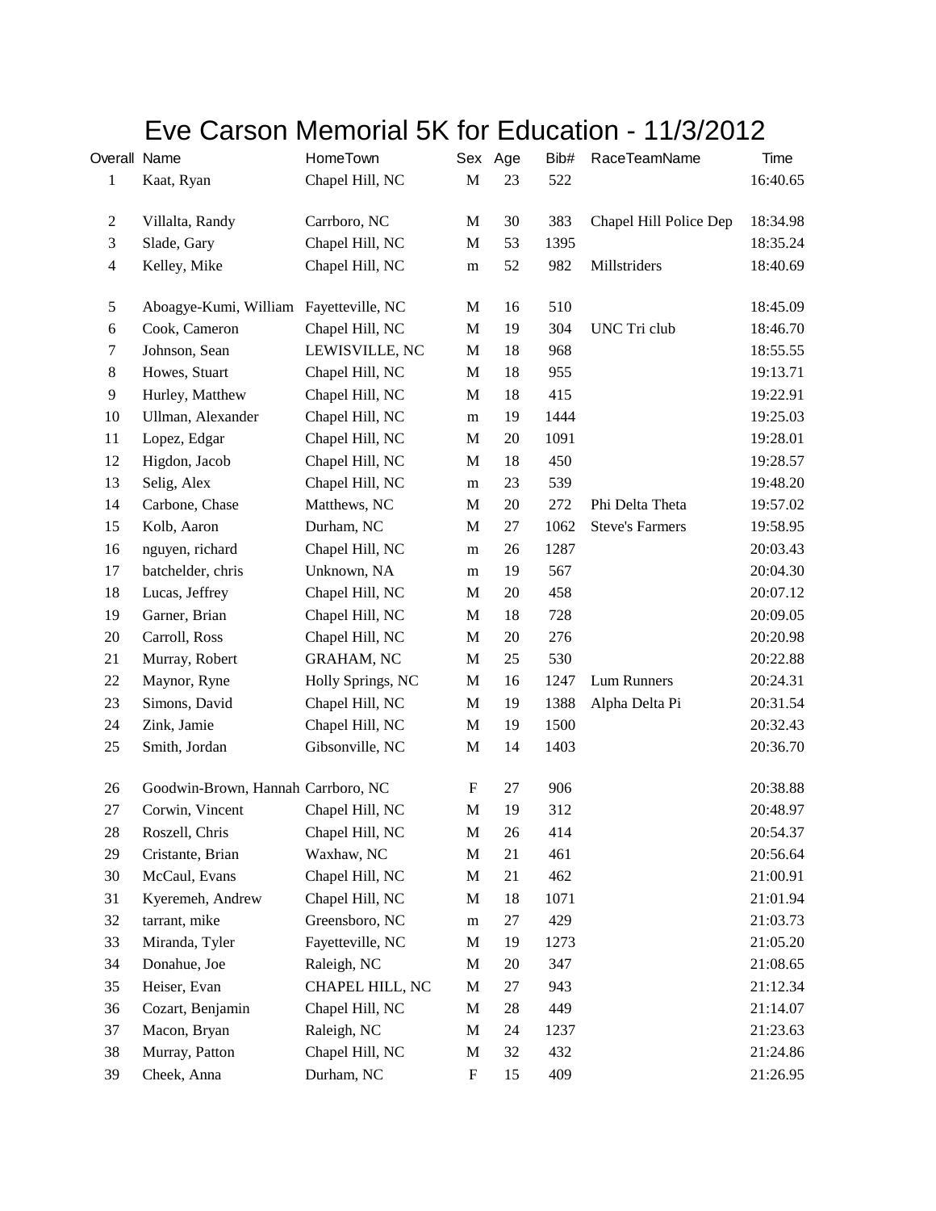# Eve Carson Memorial 5K for Education - 11/3/2012

| Overall | Name | HomeTown | Sex | Age | Bib# | RaceTeamName | Time |
|---|---|---|---|---|---|---|---|
| 1 | Kaat, Ryan | Chapel Hill, NC | M | 23 | 522 | | 16:40.65 |
| 2 | Villalta, Randy | Carrboro, NC | M | 30 | 383 | Chapel Hill Police Dep | 18:34.98 |
| 3 | Slade, Gary | Chapel Hill, NC | M | 53 | 1395 | | 18:35.24 |
| 4 | Kelley, Mike | Chapel Hill, NC | m | 52 | 982 | Millstriders | 18:40.69 |
| 5 | Aboagye-Kumi, William | Fayetteville, NC | M | 16 | 510 | | 18:45.09 |
| 6 | Cook, Cameron | Chapel Hill, NC | M | 19 | 304 | UNC Tri club | 18:46.70 |
| 7 | Johnson, Sean | LEWISVILLE, NC | M | 18 | 968 | | 18:55.55 |
| 8 | Howes, Stuart | Chapel Hill, NC | M | 18 | 955 | | 19:13.71 |
| 9 | Hurley, Matthew | Chapel Hill, NC | M | 18 | 415 | | 19:22.91 |
| 10 | Ullman, Alexander | Chapel Hill, NC | m | 19 | 1444 | | 19:25.03 |
| 11 | Lopez, Edgar | Chapel Hill, NC | M | 20 | 1091 | | 19:28.01 |
| 12 | Higdon, Jacob | Chapel Hill, NC | M | 18 | 450 | | 19:28.57 |
| 13 | Selig, Alex | Chapel Hill, NC | m | 23 | 539 | | 19:48.20 |
| 14 | Carbone, Chase | Matthews, NC | M | 20 | 272 | Phi Delta Theta | 19:57.02 |
| 15 | Kolb, Aaron | Durham, NC | M | 27 | 1062 | Steve's Farmers | 19:58.95 |
| 16 | nguyen, richard | Chapel Hill, NC | m | 26 | 1287 | | 20:03.43 |
| 17 | batchelder, chris | Unknown, NA | m | 19 | 567 | | 20:04.30 |
| 18 | Lucas, Jeffrey | Chapel Hill, NC | M | 20 | 458 | | 20:07.12 |
| 19 | Garner, Brian | Chapel Hill, NC | M | 18 | 728 | | 20:09.05 |
| 20 | Carroll, Ross | Chapel Hill, NC | M | 20 | 276 | | 20:20.98 |
| 21 | Murray, Robert | GRAHAM, NC | M | 25 | 530 | | 20:22.88 |
| 22 | Maynor, Ryne | Holly Springs, NC | M | 16 | 1247 | Lum Runners | 20:24.31 |
| 23 | Simons, David | Chapel Hill, NC | M | 19 | 1388 | Alpha Delta Pi | 20:31.54 |
| 24 | Zink, Jamie | Chapel Hill, NC | M | 19 | 1500 | | 20:32.43 |
| 25 | Smith, Jordan | Gibsonville, NC | M | 14 | 1403 | | 20:36.70 |
| 26 | Goodwin-Brown, Hannah | Carrboro, NC | F | 27 | 906 | | 20:38.88 |
| 27 | Corwin, Vincent | Chapel Hill, NC | M | 19 | 312 | | 20:48.97 |
| 28 | Roszell, Chris | Chapel Hill, NC | M | 26 | 414 | | 20:54.37 |
| 29 | Cristante, Brian | Waxhaw, NC | M | 21 | 461 | | 20:56.64 |
| 30 | McCaul, Evans | Chapel Hill, NC | M | 21 | 462 | | 21:00.91 |
| 31 | Kyeremeh, Andrew | Chapel Hill, NC | M | 18 | 1071 | | 21:01.94 |
| 32 | tarrant, mike | Greensboro, NC | m | 27 | 429 | | 21:03.73 |
| 33 | Miranda, Tyler | Fayetteville, NC | M | 19 | 1273 | | 21:05.20 |
| 34 | Donahue, Joe | Raleigh, NC | M | 20 | 347 | | 21:08.65 |
| 35 | Heiser, Evan | CHAPEL HILL, NC | M | 27 | 943 | | 21:12.34 |
| 36 | Cozart, Benjamin | Chapel Hill, NC | M | 28 | 449 | | 21:14.07 |
| 37 | Macon, Bryan | Raleigh, NC | M | 24 | 1237 | | 21:23.63 |
| 38 | Murray, Patton | Chapel Hill, NC | M | 32 | 432 | | 21:24.86 |
| 39 | Cheek, Anna | Durham, NC | F | 15 | 409 | | 21:26.95 |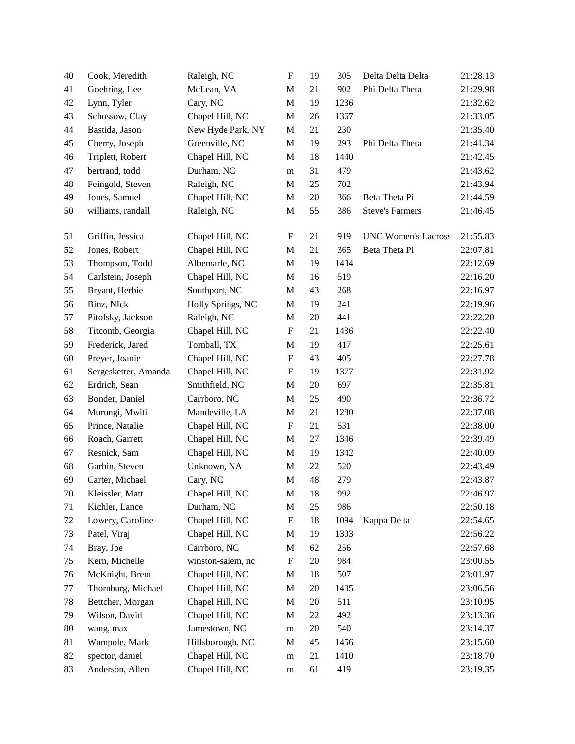| | | | | | | | |
|---|---|---|---|---|---|---|---|
| 40 | Cook, Meredith | Raleigh, NC | F | 19 | 305 | Delta Delta Delta | 21:28.13 |
| 41 | Goehring, Lee | McLean, VA | M | 21 | 902 | Phi Delta Theta | 21:29.98 |
| 42 | Lynn, Tyler | Cary, NC | M | 19 | 1236 | | 21:32.62 |
| 43 | Schossow, Clay | Chapel Hill, NC | M | 26 | 1367 | | 21:33.05 |
| 44 | Bastida, Jason | New Hyde Park, NY | M | 21 | 230 | | 21:35.40 |
| 45 | Cherry, Joseph | Greenville, NC | M | 19 | 293 | Phi Delta Theta | 21:41.34 |
| 46 | Triplett, Robert | Chapel Hill, NC | M | 18 | 1440 | | 21:42.45 |
| 47 | bertrand, todd | Durham, NC | m | 31 | 479 | | 21:43.62 |
| 48 | Feingold, Steven | Raleigh, NC | M | 25 | 702 | | 21:43.94 |
| 49 | Jones, Samuel | Chapel Hill, NC | M | 20 | 366 | Beta Theta Pi | 21:44.59 |
| 50 | williams, randall | Raleigh, NC | M | 55 | 386 | Steve's Farmers | 21:46.45 |
| 51 | Griffin, Jessica | Chapel Hill, NC | F | 21 | 919 | UNC Women's Lacross | 21:55.83 |
| 52 | Jones, Robert | Chapel Hill, NC | M | 21 | 365 | Beta Theta Pi | 22:07.81 |
| 53 | Thompson, Todd | Albemarle, NC | M | 19 | 1434 | | 22:12.69 |
| 54 | Carlstein, Joseph | Chapel Hill, NC | M | 16 | 519 | | 22:16.20 |
| 55 | Bryant, Herbie | Southport, NC | M | 43 | 268 | | 22:16.97 |
| 56 | Binz, NIck | Holly Springs, NC | M | 19 | 241 | | 22:19.96 |
| 57 | Pitofsky, Jackson | Raleigh, NC | M | 20 | 441 | | 22:22.20 |
| 58 | Titcomb, Georgia | Chapel Hill, NC | F | 21 | 1436 | | 22:22.40 |
| 59 | Frederick, Jared | Tomball, TX | M | 19 | 417 | | 22:25.61 |
| 60 | Preyer, Joanie | Chapel Hill, NC | F | 43 | 405 | | 22:27.78 |
| 61 | Sergesketter, Amanda | Chapel Hill, NC | F | 19 | 1377 | | 22:31.92 |
| 62 | Erdrich, Sean | Smithfield, NC | M | 20 | 697 | | 22:35.81 |
| 63 | Bonder, Daniel | Carrboro, NC | M | 25 | 490 | | 22:36.72 |
| 64 | Murungi, Mwiti | Mandeville, LA | M | 21 | 1280 | | 22:37.08 |
| 65 | Prince, Natalie | Chapel Hill, NC | F | 21 | 531 | | 22:38.00 |
| 66 | Roach, Garrett | Chapel Hill, NC | M | 27 | 1346 | | 22:39.49 |
| 67 | Resnick, Sam | Chapel Hill, NC | M | 19 | 1342 | | 22:40.09 |
| 68 | Garbin, Steven | Unknown, NA | M | 22 | 520 | | 22:43.49 |
| 69 | Carter, Michael | Cary, NC | M | 48 | 279 | | 22:43.87 |
| 70 | Kleissler, Matt | Chapel Hill, NC | M | 18 | 992 | | 22:46.97 |
| 71 | Kichler, Lance | Durham, NC | M | 25 | 986 | | 22:50.18 |
| 72 | Lowery, Caroline | Chapel Hill, NC | F | 18 | 1094 | Kappa Delta | 22:54.65 |
| 73 | Patel, Viraj | Chapel Hill, NC | M | 19 | 1303 | | 22:56.22 |
| 74 | Bray, Joe | Carrboro, NC | M | 62 | 256 | | 22:57.68 |
| 75 | Kern, Michelle | winston-salem, nc | F | 20 | 984 | | 23:00.55 |
| 76 | McKnight, Brent | Chapel Hill, NC | M | 18 | 507 | | 23:01.97 |
| 77 | Thornburg, Michael | Chapel Hill, NC | M | 20 | 1435 | | 23:06.56 |
| 78 | Bettcher, Morgan | Chapel Hill, NC | M | 20 | 511 | | 23:10.95 |
| 79 | Wilson, David | Chapel Hill, NC | M | 22 | 492 | | 23:13.36 |
| 80 | wang, max | Jamestown, NC | m | 20 | 540 | | 23:14.37 |
| 81 | Wampole, Mark | Hillsborough, NC | M | 45 | 1456 | | 23:15.60 |
| 82 | spector, daniel | Chapel Hill, NC | m | 21 | 1410 | | 23:18.70 |
| 83 | Anderson, Allen | Chapel Hill, NC | m | 61 | 419 | | 23:19.35 |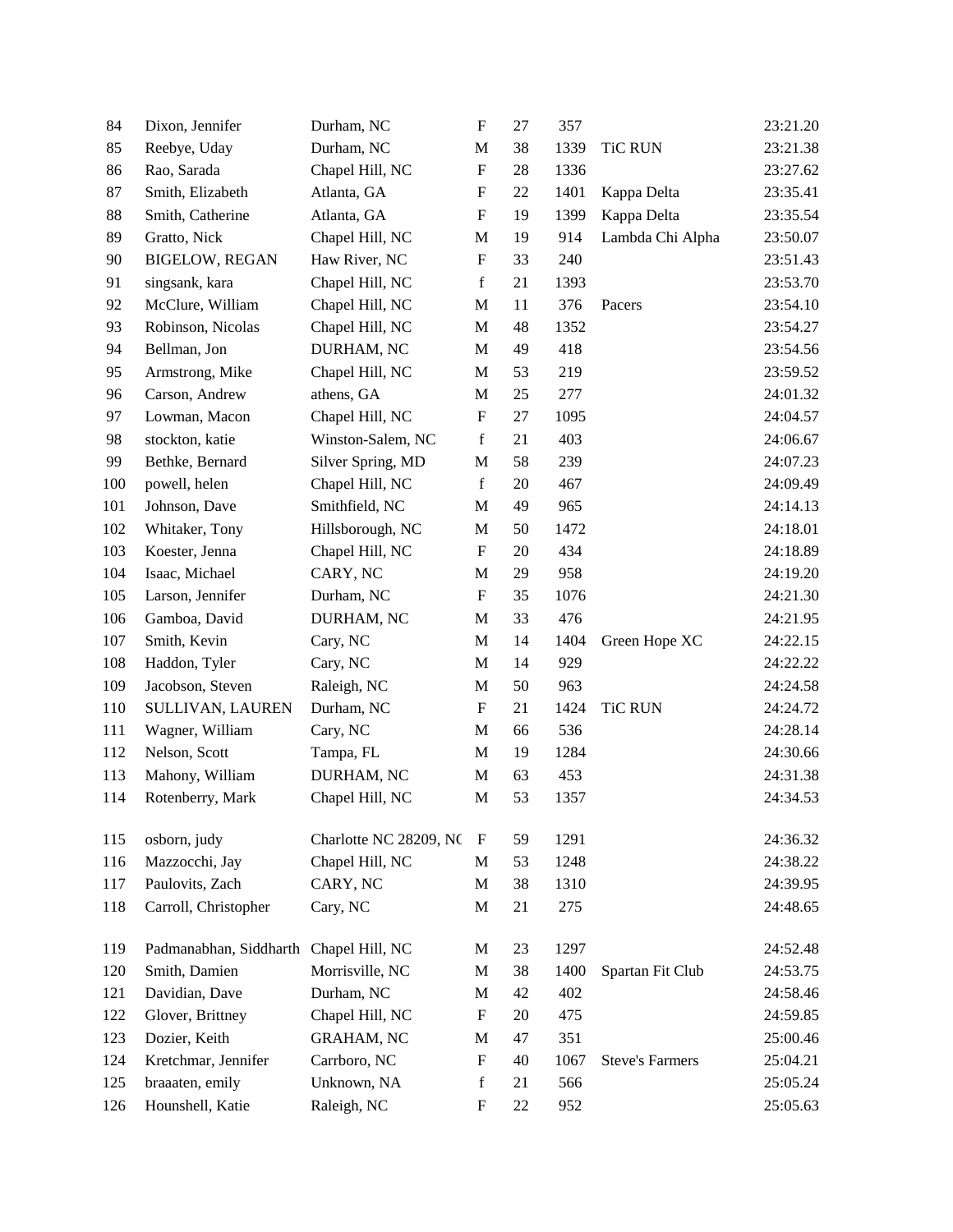| | | | | | | | |
|---|---|---|---|---|---|---|---|
| 84 | Dixon, Jennifer | Durham, NC | F | 27 | 357 | | 23:21.20 |
| 85 | Reebye, Uday | Durham, NC | M | 38 | 1339 | TiC RUN | 23:21.38 |
| 86 | Rao, Sarada | Chapel Hill, NC | F | 28 | 1336 | | 23:27.62 |
| 87 | Smith, Elizabeth | Atlanta, GA | F | 22 | 1401 | Kappa Delta | 23:35.41 |
| 88 | Smith, Catherine | Atlanta, GA | F | 19 | 1399 | Kappa Delta | 23:35.54 |
| 89 | Gratto, Nick | Chapel Hill, NC | M | 19 | 914 | Lambda Chi Alpha | 23:50.07 |
| 90 | BIGELOW, REGAN | Haw River, NC | F | 33 | 240 | | 23:51.43 |
| 91 | singsank, kara | Chapel Hill, NC | f | 21 | 1393 | | 23:53.70 |
| 92 | McClure, William | Chapel Hill, NC | M | 11 | 376 | Pacers | 23:54.10 |
| 93 | Robinson, Nicolas | Chapel Hill, NC | M | 48 | 1352 | | 23:54.27 |
| 94 | Bellman, Jon | DURHAM, NC | M | 49 | 418 | | 23:54.56 |
| 95 | Armstrong, Mike | Chapel Hill, NC | M | 53 | 219 | | 23:59.52 |
| 96 | Carson, Andrew | athens, GA | M | 25 | 277 | | 24:01.32 |
| 97 | Lowman, Macon | Chapel Hill, NC | F | 27 | 1095 | | 24:04.57 |
| 98 | stockton, katie | Winston-Salem, NC | f | 21 | 403 | | 24:06.67 |
| 99 | Bethke, Bernard | Silver Spring, MD | M | 58 | 239 | | 24:07.23 |
| 100 | powell, helen | Chapel Hill, NC | f | 20 | 467 | | 24:09.49 |
| 101 | Johnson, Dave | Smithfield, NC | M | 49 | 965 | | 24:14.13 |
| 102 | Whitaker, Tony | Hillsborough, NC | M | 50 | 1472 | | 24:18.01 |
| 103 | Koester, Jenna | Chapel Hill, NC | F | 20 | 434 | | 24:18.89 |
| 104 | Isaac, Michael | CARY, NC | M | 29 | 958 | | 24:19.20 |
| 105 | Larson, Jennifer | Durham, NC | F | 35 | 1076 | | 24:21.30 |
| 106 | Gamboa, David | DURHAM, NC | M | 33 | 476 | | 24:21.95 |
| 107 | Smith, Kevin | Cary, NC | M | 14 | 1404 | Green Hope XC | 24:22.15 |
| 108 | Haddon, Tyler | Cary, NC | M | 14 | 929 | | 24:22.22 |
| 109 | Jacobson, Steven | Raleigh, NC | M | 50 | 963 | | 24:24.58 |
| 110 | SULLIVAN, LAUREN | Durham, NC | F | 21 | 1424 | TiC RUN | 24:24.72 |
| 111 | Wagner, William | Cary, NC | M | 66 | 536 | | 24:28.14 |
| 112 | Nelson, Scott | Tampa, FL | M | 19 | 1284 | | 24:30.66 |
| 113 | Mahony, William | DURHAM, NC | M | 63 | 453 | | 24:31.38 |
| 114 | Rotenberry, Mark | Chapel Hill, NC | M | 53 | 1357 | | 24:34.53 |
| 115 | osborn, judy | Charlotte NC 28209, NC | F | 59 | 1291 | | 24:36.32 |
| 116 | Mazzocchi, Jay | Chapel Hill, NC | M | 53 | 1248 | | 24:38.22 |
| 117 | Paulovits, Zach | CARY, NC | M | 38 | 1310 | | 24:39.95 |
| 118 | Carroll, Christopher | Cary, NC | M | 21 | 275 | | 24:48.65 |
| 119 | Padmanabhan, Siddharth | Chapel Hill, NC | M | 23 | 1297 | | 24:52.48 |
| 120 | Smith, Damien | Morrisville, NC | M | 38 | 1400 | Spartan Fit Club | 24:53.75 |
| 121 | Davidian, Dave | Durham, NC | M | 42 | 402 | | 24:58.46 |
| 122 | Glover, Brittney | Chapel Hill, NC | F | 20 | 475 | | 24:59.85 |
| 123 | Dozier, Keith | GRAHAM, NC | M | 47 | 351 | | 25:00.46 |
| 124 | Kretchmar, Jennifer | Carrboro, NC | F | 40 | 1067 | Steve's Farmers | 25:04.21 |
| 125 | braaaten, emily | Unknown, NA | f | 21 | 566 | | 25:05.24 |
| 126 | Hounshell, Katie | Raleigh, NC | F | 22 | 952 | | 25:05.63 |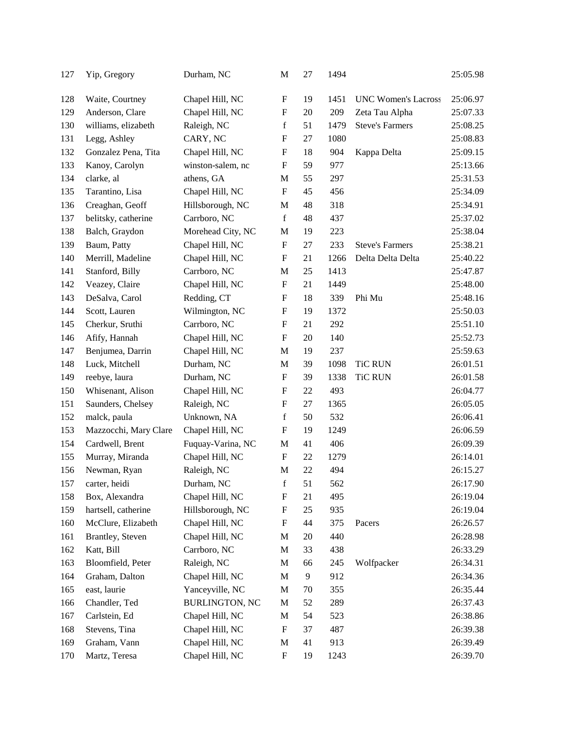| | | | | | | | |
|---|---|---|---|---|---|---|---|
| 127 | Yip, Gregory | Durham, NC | M | 27 | 1494 | | 25:05.98 |
| 128 | Waite, Courtney | Chapel Hill, NC | F | 19 | 1451 | UNC Women's Lacross | 25:06.97 |
| 129 | Anderson, Clare | Chapel Hill, NC | F | 20 | 209 | Zeta Tau Alpha | 25:07.33 |
| 130 | williams, elizabeth | Raleigh, NC | f | 51 | 1479 | Steve's Farmers | 25:08.25 |
| 131 | Legg, Ashley | CARY, NC | F | 27 | 1080 | | 25:08.83 |
| 132 | Gonzalez Pena, Tita | Chapel Hill, NC | F | 18 | 904 | Kappa Delta | 25:09.15 |
| 133 | Kanoy, Carolyn | winston-salem, nc | F | 59 | 977 | | 25:13.66 |
| 134 | clarke, al | athens, GA | M | 55 | 297 | | 25:31.53 |
| 135 | Tarantino, Lisa | Chapel Hill, NC | F | 45 | 456 | | 25:34.09 |
| 136 | Creaghan, Geoff | Hillsborough, NC | M | 48 | 318 | | 25:34.91 |
| 137 | belitsky, catherine | Carrboro, NC | f | 48 | 437 | | 25:37.02 |
| 138 | Balch, Graydon | Morehead City, NC | M | 19 | 223 | | 25:38.04 |
| 139 | Baum, Patty | Chapel Hill, NC | F | 27 | 233 | Steve's Farmers | 25:38.21 |
| 140 | Merrill, Madeline | Chapel Hill, NC | F | 21 | 1266 | Delta Delta Delta | 25:40.22 |
| 141 | Stanford, Billy | Carrboro, NC | M | 25 | 1413 | | 25:47.87 |
| 142 | Veazey, Claire | Chapel Hill, NC | F | 21 | 1449 | | 25:48.00 |
| 143 | DeSalva, Carol | Redding, CT | F | 18 | 339 | Phi Mu | 25:48.16 |
| 144 | Scott, Lauren | Wilmington, NC | F | 19 | 1372 | | 25:50.03 |
| 145 | Cherkur, Sruthi | Carrboro, NC | F | 21 | 292 | | 25:51.10 |
| 146 | Afify, Hannah | Chapel Hill, NC | F | 20 | 140 | | 25:52.73 |
| 147 | Benjumea, Darrin | Chapel Hill, NC | M | 19 | 237 | | 25:59.63 |
| 148 | Luck, Mitchell | Durham, NC | M | 39 | 1098 | TiC RUN | 26:01.51 |
| 149 | reebye, laura | Durham, NC | F | 39 | 1338 | TiC RUN | 26:01.58 |
| 150 | Whisenant, Alison | Chapel Hill, NC | F | 22 | 493 | | 26:04.77 |
| 151 | Saunders, Chelsey | Raleigh, NC | F | 27 | 1365 | | 26:05.05 |
| 152 | malck, paula | Unknown, NA | f | 50 | 532 | | 26:06.41 |
| 153 | Mazzocchi, Mary Clare | Chapel Hill, NC | F | 19 | 1249 | | 26:06.59 |
| 154 | Cardwell, Brent | Fuquay-Varina, NC | M | 41 | 406 | | 26:09.39 |
| 155 | Murray, Miranda | Chapel Hill, NC | F | 22 | 1279 | | 26:14.01 |
| 156 | Newman, Ryan | Raleigh, NC | M | 22 | 494 | | 26:15.27 |
| 157 | carter, heidi | Durham, NC | f | 51 | 562 | | 26:17.90 |
| 158 | Box, Alexandra | Chapel Hill, NC | F | 21 | 495 | | 26:19.04 |
| 159 | hartsell, catherine | Hillsborough, NC | F | 25 | 935 | | 26:19.04 |
| 160 | McClure, Elizabeth | Chapel Hill, NC | F | 44 | 375 | Pacers | 26:26.57 |
| 161 | Brantley, Steven | Chapel Hill, NC | M | 20 | 440 | | 26:28.98 |
| 162 | Katt, Bill | Carrboro, NC | M | 33 | 438 | | 26:33.29 |
| 163 | Bloomfield, Peter | Raleigh, NC | M | 66 | 245 | Wolfpacker | 26:34.31 |
| 164 | Graham, Dalton | Chapel Hill, NC | M | 9 | 912 | | 26:34.36 |
| 165 | east, laurie | Yanceyville, NC | M | 70 | 355 | | 26:35.44 |
| 166 | Chandler, Ted | BURLINGTON, NC | M | 52 | 289 | | 26:37.43 |
| 167 | Carlstein, Ed | Chapel Hill, NC | M | 54 | 523 | | 26:38.86 |
| 168 | Stevens, Tina | Chapel Hill, NC | F | 37 | 487 | | 26:39.38 |
| 169 | Graham, Vann | Chapel Hill, NC | M | 41 | 913 | | 26:39.49 |
| 170 | Martz, Teresa | Chapel Hill, NC | F | 19 | 1243 | | 26:39.70 |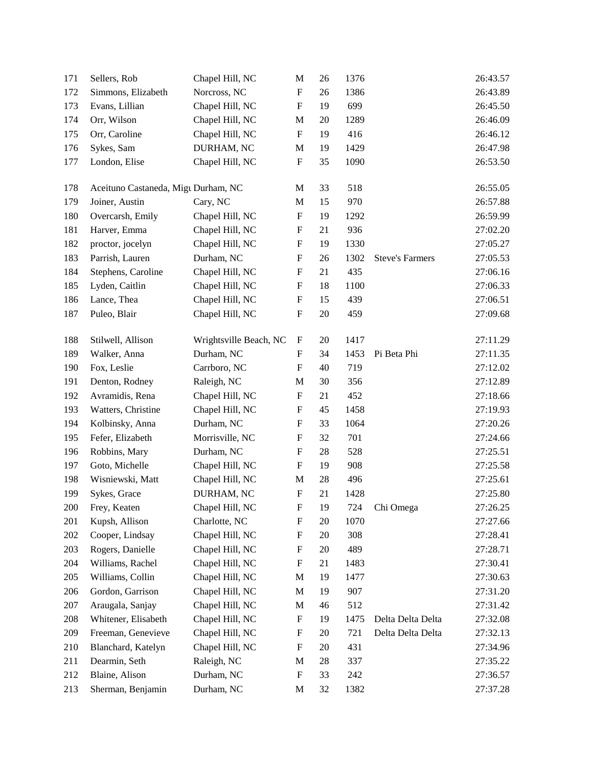| | | | | | | | |
|---|---|---|---|---|---|---|---|
| 171 | Sellers, Rob | Chapel Hill, NC | M | 26 | 1376 | | 26:43.57 |
| 172 | Simmons, Elizabeth | Norcross, NC | F | 26 | 1386 | | 26:43.89 |
| 173 | Evans, Lillian | Chapel Hill, NC | F | 19 | 699 | | 26:45.50 |
| 174 | Orr, Wilson | Chapel Hill, NC | M | 20 | 1289 | | 26:46.09 |
| 175 | Orr, Caroline | Chapel Hill, NC | F | 19 | 416 | | 26:46.12 |
| 176 | Sykes, Sam | DURHAM, NC | M | 19 | 1429 | | 26:47.98 |
| 177 | London, Elise | Chapel Hill, NC | F | 35 | 1090 | | 26:53.50 |
| 178 | Aceituno Castaneda, Migu | Durham, NC | M | 33 | 518 | | 26:55.05 |
| 179 | Joiner, Austin | Cary, NC | M | 15 | 970 | | 26:57.88 |
| 180 | Overcarsh, Emily | Chapel Hill, NC | F | 19 | 1292 | | 26:59.99 |
| 181 | Harver, Emma | Chapel Hill, NC | F | 21 | 936 | | 27:02.20 |
| 182 | proctor, jocelyn | Chapel Hill, NC | F | 19 | 1330 | | 27:05.27 |
| 183 | Parrish, Lauren | Durham, NC | F | 26 | 1302 | Steve's Farmers | 27:05.53 |
| 184 | Stephens, Caroline | Chapel Hill, NC | F | 21 | 435 | | 27:06.16 |
| 185 | Lyden, Caitlin | Chapel Hill, NC | F | 18 | 1100 | | 27:06.33 |
| 186 | Lance, Thea | Chapel Hill, NC | F | 15 | 439 | | 27:06.51 |
| 187 | Puleo, Blair | Chapel Hill, NC | F | 20 | 459 | | 27:09.68 |
| 188 | Stilwell, Allison | Wrightsville Beach, NC | F | 20 | 1417 | | 27:11.29 |
| 189 | Walker, Anna | Durham, NC | F | 34 | 1453 | Pi Beta Phi | 27:11.35 |
| 190 | Fox, Leslie | Carrboro, NC | F | 40 | 719 | | 27:12.02 |
| 191 | Denton, Rodney | Raleigh, NC | M | 30 | 356 | | 27:12.89 |
| 192 | Avramidis, Rena | Chapel Hill, NC | F | 21 | 452 | | 27:18.66 |
| 193 | Watters, Christine | Chapel Hill, NC | F | 45 | 1458 | | 27:19.93 |
| 194 | Kolbinsky, Anna | Durham, NC | F | 33 | 1064 | | 27:20.26 |
| 195 | Fefer, Elizabeth | Morrisville, NC | F | 32 | 701 | | 27:24.66 |
| 196 | Robbins, Mary | Durham, NC | F | 28 | 528 | | 27:25.51 |
| 197 | Goto, Michelle | Chapel Hill, NC | F | 19 | 908 | | 27:25.58 |
| 198 | Wisniewski, Matt | Chapel Hill, NC | M | 28 | 496 | | 27:25.61 |
| 199 | Sykes, Grace | DURHAM, NC | F | 21 | 1428 | | 27:25.80 |
| 200 | Frey, Keaten | Chapel Hill, NC | F | 19 | 724 | Chi Omega | 27:26.25 |
| 201 | Kupsh, Allison | Charlotte, NC | F | 20 | 1070 | | 27:27.66 |
| 202 | Cooper, Lindsay | Chapel Hill, NC | F | 20 | 308 | | 27:28.41 |
| 203 | Rogers, Danielle | Chapel Hill, NC | F | 20 | 489 | | 27:28.71 |
| 204 | Williams, Rachel | Chapel Hill, NC | F | 21 | 1483 | | 27:30.41 |
| 205 | Williams, Collin | Chapel Hill, NC | M | 19 | 1477 | | 27:30.63 |
| 206 | Gordon, Garrison | Chapel Hill, NC | M | 19 | 907 | | 27:31.20 |
| 207 | Araugala, Sanjay | Chapel Hill, NC | M | 46 | 512 | | 27:31.42 |
| 208 | Whitener, Elisabeth | Chapel Hill, NC | F | 19 | 1475 | Delta Delta Delta | 27:32.08 |
| 209 | Freeman, Genevieve | Chapel Hill, NC | F | 20 | 721 | Delta Delta Delta | 27:32.13 |
| 210 | Blanchard, Katelyn | Chapel Hill, NC | F | 20 | 431 | | 27:34.96 |
| 211 | Dearmin, Seth | Raleigh, NC | M | 28 | 337 | | 27:35.22 |
| 212 | Blaine, Alison | Durham, NC | F | 33 | 242 | | 27:36.57 |
| 213 | Sherman, Benjamin | Durham, NC | M | 32 | 1382 | | 27:37.28 |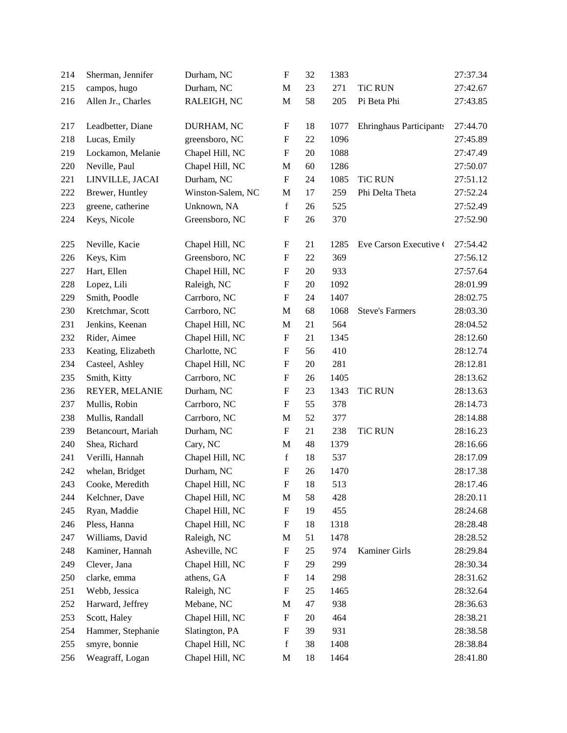| | | | | | | | |
|---|---|---|---|---|---|---|---|
| 214 | Sherman, Jennifer | Durham, NC | F | 32 | 1383 | | 27:37.34 |
| 215 | campos, hugo | Durham, NC | M | 23 | 271 | TiC RUN | 27:42.67 |
| 216 | Allen Jr., Charles | RALEIGH, NC | M | 58 | 205 | Pi Beta Phi | 27:43.85 |
| 217 | Leadbetter, Diane | DURHAM, NC | F | 18 | 1077 | Ehringhaus Participants | 27:44.70 |
| 218 | Lucas, Emily | greensboro, NC | F | 22 | 1096 | | 27:45.89 |
| 219 | Lockamon, Melanie | Chapel Hill, NC | F | 20 | 1088 | | 27:47.49 |
| 220 | Neville, Paul | Chapel Hill, NC | M | 60 | 1286 | | 27:50.07 |
| 221 | LINVILLE, JACAI | Durham, NC | F | 24 | 1085 | TiC RUN | 27:51.12 |
| 222 | Brewer, Huntley | Winston-Salem, NC | M | 17 | 259 | Phi Delta Theta | 27:52.24 |
| 223 | greene, catherine | Unknown, NA | f | 26 | 525 | | 27:52.49 |
| 224 | Keys, Nicole | Greensboro, NC | F | 26 | 370 | | 27:52.90 |
| 225 | Neville, Kacie | Chapel Hill, NC | F | 21 | 1285 | Eve Carson Executive ( | 27:54.42 |
| 226 | Keys, Kim | Greensboro, NC | F | 22 | 369 | | 27:56.12 |
| 227 | Hart, Ellen | Chapel Hill, NC | F | 20 | 933 | | 27:57.64 |
| 228 | Lopez, Lili | Raleigh, NC | F | 20 | 1092 | | 28:01.99 |
| 229 | Smith, Poodle | Carrboro, NC | F | 24 | 1407 | | 28:02.75 |
| 230 | Kretchmar, Scott | Carrboro, NC | M | 68 | 1068 | Steve's Farmers | 28:03.30 |
| 231 | Jenkins, Keenan | Chapel Hill, NC | M | 21 | 564 | | 28:04.52 |
| 232 | Rider, Aimee | Chapel Hill, NC | F | 21 | 1345 | | 28:12.60 |
| 233 | Keating, Elizabeth | Charlotte, NC | F | 56 | 410 | | 28:12.74 |
| 234 | Casteel, Ashley | Chapel Hill, NC | F | 20 | 281 | | 28:12.81 |
| 235 | Smith, Kitty | Carrboro, NC | F | 26 | 1405 | | 28:13.62 |
| 236 | REYER, MELANIE | Durham, NC | F | 23 | 1343 | TiC RUN | 28:13.63 |
| 237 | Mullis, Robin | Carrboro, NC | F | 55 | 378 | | 28:14.73 |
| 238 | Mullis, Randall | Carrboro, NC | M | 52 | 377 | | 28:14.88 |
| 239 | Betancourt, Mariah | Durham, NC | F | 21 | 238 | TiC RUN | 28:16.23 |
| 240 | Shea, Richard | Cary, NC | M | 48 | 1379 | | 28:16.66 |
| 241 | Verilli, Hannah | Chapel Hill, NC | f | 18 | 537 | | 28:17.09 |
| 242 | whelan, Bridget | Durham, NC | F | 26 | 1470 | | 28:17.38 |
| 243 | Cooke, Meredith | Chapel Hill, NC | F | 18 | 513 | | 28:17.46 |
| 244 | Kelchner, Dave | Chapel Hill, NC | M | 58 | 428 | | 28:20.11 |
| 245 | Ryan, Maddie | Chapel Hill, NC | F | 19 | 455 | | 28:24.68 |
| 246 | Pless, Hanna | Chapel Hill, NC | F | 18 | 1318 | | 28:28.48 |
| 247 | Williams, David | Raleigh, NC | M | 51 | 1478 | | 28:28.52 |
| 248 | Kaminer, Hannah | Asheville, NC | F | 25 | 974 | Kaminer Girls | 28:29.84 |
| 249 | Clever, Jana | Chapel Hill, NC | F | 29 | 299 | | 28:30.34 |
| 250 | clarke, emma | athens, GA | F | 14 | 298 | | 28:31.62 |
| 251 | Webb, Jessica | Raleigh, NC | F | 25 | 1465 | | 28:32.64 |
| 252 | Harward, Jeffrey | Mebane, NC | M | 47 | 938 | | 28:36.63 |
| 253 | Scott, Haley | Chapel Hill, NC | F | 20 | 464 | | 28:38.21 |
| 254 | Hammer, Stephanie | Slatington, PA | F | 39 | 931 | | 28:38.58 |
| 255 | smyre, bonnie | Chapel Hill, NC | f | 38 | 1408 | | 28:38.84 |
| 256 | Weagraff, Logan | Chapel Hill, NC | M | 18 | 1464 | | 28:41.80 |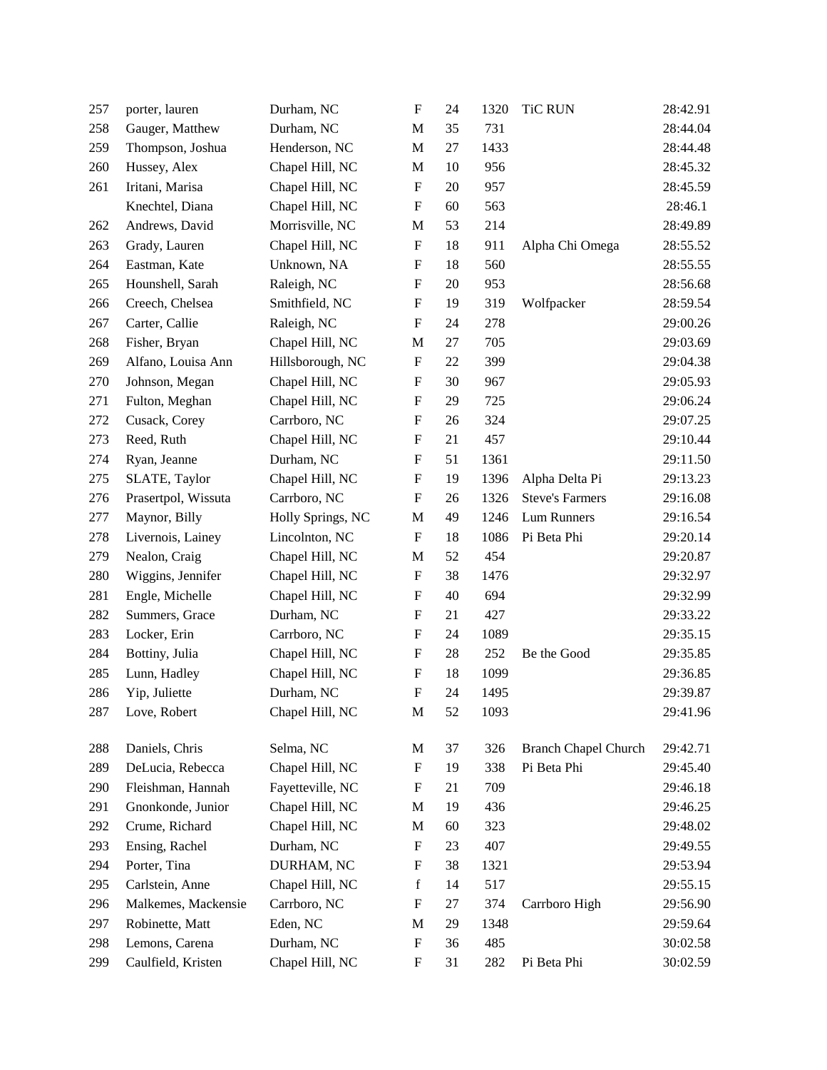| | | | | | | | |
|---|---|---|---|---|---|---|---|
| 257 | porter, lauren | Durham, NC | F | 24 | 1320 | TiC RUN | 28:42.91 |
| 258 | Gauger, Matthew | Durham, NC | M | 35 | 731 | | 28:44.04 |
| 259 | Thompson, Joshua | Henderson, NC | M | 27 | 1433 | | 28:44.48 |
| 260 | Hussey, Alex | Chapel Hill, NC | M | 10 | 956 | | 28:45.32 |
| 261 | Iritani, Marisa | Chapel Hill, NC | F | 20 | 957 | | 28:45.59 |
| | Knechtel, Diana | Chapel Hill, NC | F | 60 | 563 | | 28:46.1 |
| 262 | Andrews, David | Morrisville, NC | M | 53 | 214 | | 28:49.89 |
| 263 | Grady, Lauren | Chapel Hill, NC | F | 18 | 911 | Alpha Chi Omega | 28:55.52 |
| 264 | Eastman, Kate | Unknown, NA | F | 18 | 560 | | 28:55.55 |
| 265 | Hounshell, Sarah | Raleigh, NC | F | 20 | 953 | | 28:56.68 |
| 266 | Creech, Chelsea | Smithfield, NC | F | 19 | 319 | Wolfpacker | 28:59.54 |
| 267 | Carter, Callie | Raleigh, NC | F | 24 | 278 | | 29:00.26 |
| 268 | Fisher, Bryan | Chapel Hill, NC | M | 27 | 705 | | 29:03.69 |
| 269 | Alfano, Louisa Ann | Hillsborough, NC | F | 22 | 399 | | 29:04.38 |
| 270 | Johnson, Megan | Chapel Hill, NC | F | 30 | 967 | | 29:05.93 |
| 271 | Fulton, Meghan | Chapel Hill, NC | F | 29 | 725 | | 29:06.24 |
| 272 | Cusack, Corey | Carrboro, NC | F | 26 | 324 | | 29:07.25 |
| 273 | Reed, Ruth | Chapel Hill, NC | F | 21 | 457 | | 29:10.44 |
| 274 | Ryan, Jeanne | Durham, NC | F | 51 | 1361 | | 29:11.50 |
| 275 | SLATE, Taylor | Chapel Hill, NC | F | 19 | 1396 | Alpha Delta Pi | 29:13.23 |
| 276 | Prasertpol, Wissuta | Carrboro, NC | F | 26 | 1326 | Steve's Farmers | 29:16.08 |
| 277 | Maynor, Billy | Holly Springs, NC | M | 49 | 1246 | Lum Runners | 29:16.54 |
| 278 | Livernois, Lainey | Lincolnton, NC | F | 18 | 1086 | Pi Beta Phi | 29:20.14 |
| 279 | Nealon, Craig | Chapel Hill, NC | M | 52 | 454 | | 29:20.87 |
| 280 | Wiggins, Jennifer | Chapel Hill, NC | F | 38 | 1476 | | 29:32.97 |
| 281 | Engle, Michelle | Chapel Hill, NC | F | 40 | 694 | | 29:32.99 |
| 282 | Summers, Grace | Durham, NC | F | 21 | 427 | | 29:33.22 |
| 283 | Locker, Erin | Carrboro, NC | F | 24 | 1089 | | 29:35.15 |
| 284 | Bottiny, Julia | Chapel Hill, NC | F | 28 | 252 | Be the Good | 29:35.85 |
| 285 | Lunn, Hadley | Chapel Hill, NC | F | 18 | 1099 | | 29:36.85 |
| 286 | Yip, Juliette | Durham, NC | F | 24 | 1495 | | 29:39.87 |
| 287 | Love, Robert | Chapel Hill, NC | M | 52 | 1093 | | 29:41.96 |
| 288 | Daniels, Chris | Selma, NC | M | 37 | 326 | Branch Chapel Church | 29:42.71 |
| 289 | DeLucia, Rebecca | Chapel Hill, NC | F | 19 | 338 | Pi Beta Phi | 29:45.40 |
| 290 | Fleishman, Hannah | Fayetteville, NC | F | 21 | 709 | | 29:46.18 |
| 291 | Gnonkonde, Junior | Chapel Hill, NC | M | 19 | 436 | | 29:46.25 |
| 292 | Crume, Richard | Chapel Hill, NC | M | 60 | 323 | | 29:48.02 |
| 293 | Ensing, Rachel | Durham, NC | F | 23 | 407 | | 29:49.55 |
| 294 | Porter, Tina | DURHAM, NC | F | 38 | 1321 | | 29:53.94 |
| 295 | Carlstein, Anne | Chapel Hill, NC | f | 14 | 517 | | 29:55.15 |
| 296 | Malkemes, Mackensie | Carrboro, NC | F | 27 | 374 | Carrboro High | 29:56.90 |
| 297 | Robinette, Matt | Eden, NC | M | 29 | 1348 | | 29:59.64 |
| 298 | Lemons, Carena | Durham, NC | F | 36 | 485 | | 30:02.58 |
| 299 | Caulfield, Kristen | Chapel Hill, NC | F | 31 | 282 | Pi Beta Phi | 30:02.59 |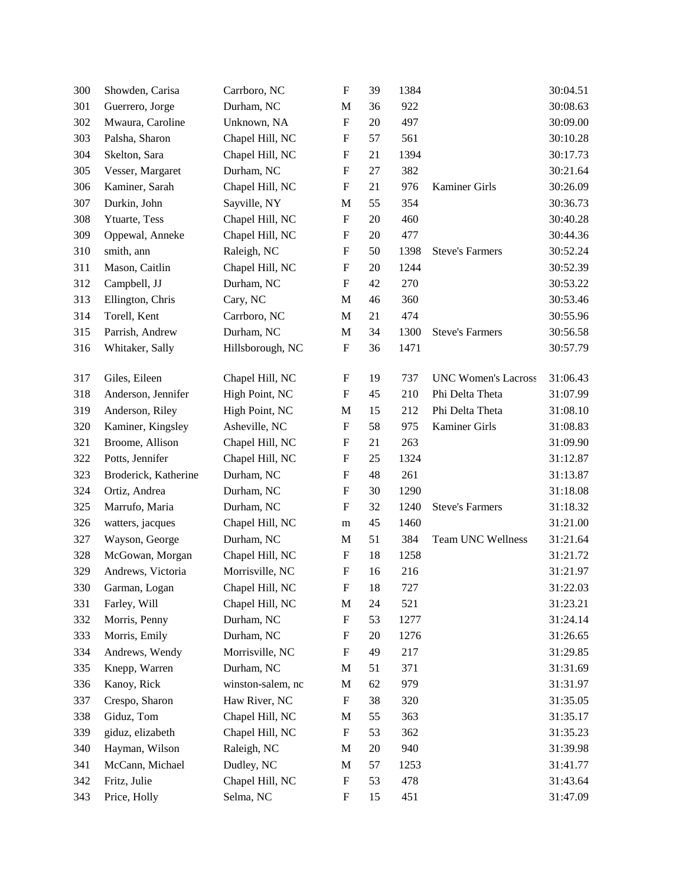| | | | | | | | |
|---|---|---|---|---|---|---|---|
| 300 | Showden, Carisa | Carrboro, NC | F | 39 | 1384 | | 30:04.51 |
| 301 | Guerrero, Jorge | Durham, NC | M | 36 | 922 | | 30:08.63 |
| 302 | Mwaura, Caroline | Unknown, NA | F | 20 | 497 | | 30:09.00 |
| 303 | Palsha, Sharon | Chapel Hill, NC | F | 57 | 561 | | 30:10.28 |
| 304 | Skelton, Sara | Chapel Hill, NC | F | 21 | 1394 | | 30:17.73 |
| 305 | Vesser, Margaret | Durham, NC | F | 27 | 382 | | 30:21.64 |
| 306 | Kaminer, Sarah | Chapel Hill, NC | F | 21 | 976 | Kaminer Girls | 30:26.09 |
| 307 | Durkin, John | Sayville, NY | M | 55 | 354 | | 30:36.73 |
| 308 | Ytuarte, Tess | Chapel Hill, NC | F | 20 | 460 | | 30:40.28 |
| 309 | Oppewal, Anneke | Chapel Hill, NC | F | 20 | 477 | | 30:44.36 |
| 310 | smith, ann | Raleigh, NC | F | 50 | 1398 | Steve's Farmers | 30:52.24 |
| 311 | Mason, Caitlin | Chapel Hill, NC | F | 20 | 1244 | | 30:52.39 |
| 312 | Campbell, JJ | Durham, NC | F | 42 | 270 | | 30:53.22 |
| 313 | Ellington, Chris | Cary, NC | M | 46 | 360 | | 30:53.46 |
| 314 | Torell, Kent | Carrboro, NC | M | 21 | 474 | | 30:55.96 |
| 315 | Parrish, Andrew | Durham, NC | M | 34 | 1300 | Steve's Farmers | 30:56.58 |
| 316 | Whitaker, Sally | Hillsborough, NC | F | 36 | 1471 | | 30:57.79 |
| 317 | Giles, Eileen | Chapel Hill, NC | F | 19 | 737 | UNC Women's Lacross | 31:06.43 |
| 318 | Anderson, Jennifer | High Point, NC | F | 45 | 210 | Phi Delta Theta | 31:07.99 |
| 319 | Anderson, Riley | High Point, NC | M | 15 | 212 | Phi Delta Theta | 31:08.10 |
| 320 | Kaminer, Kingsley | Asheville, NC | F | 58 | 975 | Kaminer Girls | 31:08.83 |
| 321 | Broome, Allison | Chapel Hill, NC | F | 21 | 263 | | 31:09.90 |
| 322 | Potts, Jennifer | Chapel Hill, NC | F | 25 | 1324 | | 31:12.87 |
| 323 | Broderick, Katherine | Durham, NC | F | 48 | 261 | | 31:13.87 |
| 324 | Ortiz, Andrea | Durham, NC | F | 30 | 1290 | | 31:18.08 |
| 325 | Marrufo, Maria | Durham, NC | F | 32 | 1240 | Steve's Farmers | 31:18.32 |
| 326 | watters, jacques | Chapel Hill, NC | m | 45 | 1460 | | 31:21.00 |
| 327 | Wayson, George | Durham, NC | M | 51 | 384 | Team UNC Wellness | 31:21.64 |
| 328 | McGowan, Morgan | Chapel Hill, NC | F | 18 | 1258 | | 31:21.72 |
| 329 | Andrews, Victoria | Morrisville, NC | F | 16 | 216 | | 31:21.97 |
| 330 | Garman, Logan | Chapel Hill, NC | F | 18 | 727 | | 31:22.03 |
| 331 | Farley, Will | Chapel Hill, NC | M | 24 | 521 | | 31:23.21 |
| 332 | Morris, Penny | Durham, NC | F | 53 | 1277 | | 31:24.14 |
| 333 | Morris, Emily | Durham, NC | F | 20 | 1276 | | 31:26.65 |
| 334 | Andrews, Wendy | Morrisville, NC | F | 49 | 217 | | 31:29.85 |
| 335 | Knepp, Warren | Durham, NC | M | 51 | 371 | | 31:31.69 |
| 336 | Kanoy, Rick | winston-salem, nc | M | 62 | 979 | | 31:31.97 |
| 337 | Crespo, Sharon | Haw River, NC | F | 38 | 320 | | 31:35.05 |
| 338 | Giduz, Tom | Chapel Hill, NC | M | 55 | 363 | | 31:35.17 |
| 339 | giduz, elizabeth | Chapel Hill, NC | F | 53 | 362 | | 31:35.23 |
| 340 | Hayman, Wilson | Raleigh, NC | M | 20 | 940 | | 31:39.98 |
| 341 | McCann, Michael | Dudley, NC | M | 57 | 1253 | | 31:41.77 |
| 342 | Fritz, Julie | Chapel Hill, NC | F | 53 | 478 | | 31:43.64 |
| 343 | Price, Holly | Selma, NC | F | 15 | 451 | | 31:47.09 |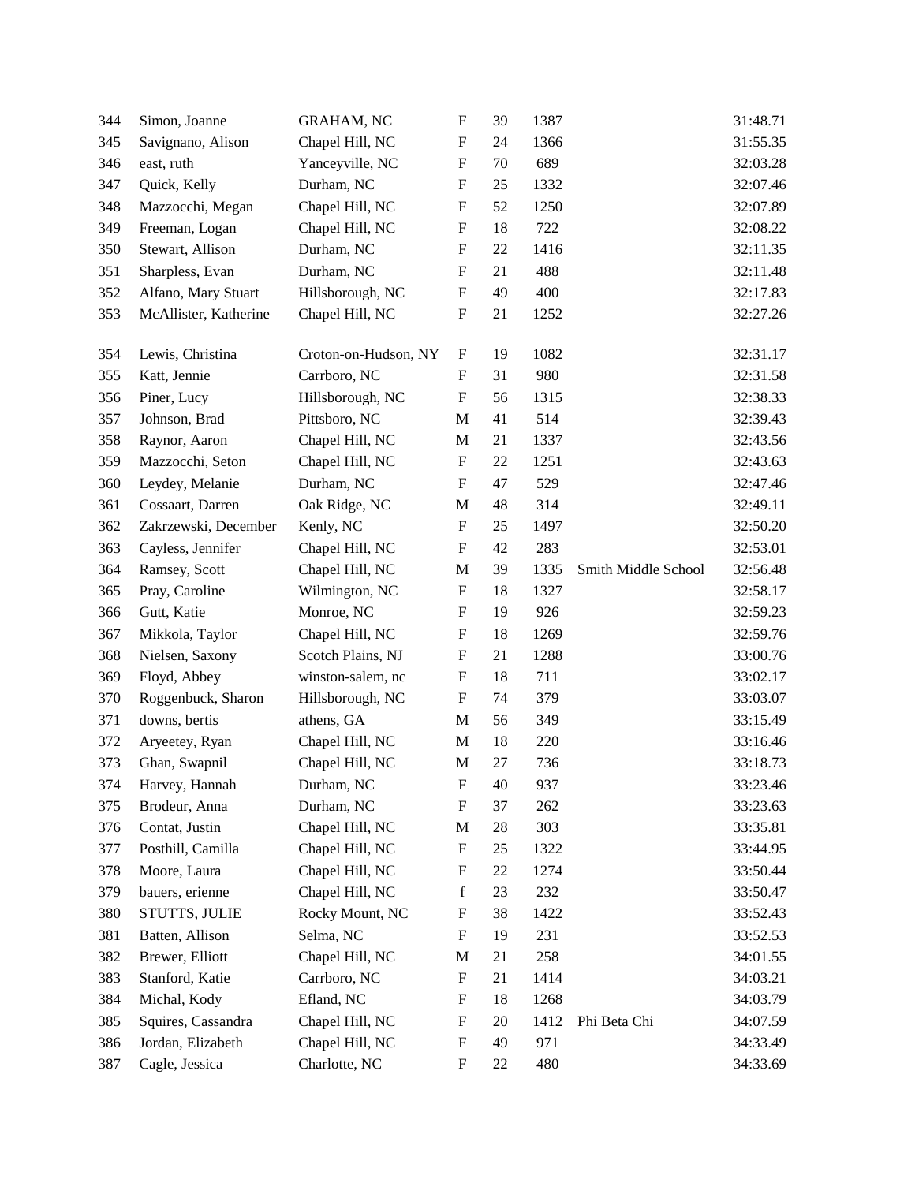| | | | | | | | |
|---|---|---|---|---|---|---|---|
| 344 | Simon, Joanne | GRAHAM, NC | F | 39 | 1387 | | 31:48.71 |
| 345 | Savignano, Alison | Chapel Hill, NC | F | 24 | 1366 | | 31:55.35 |
| 346 | east, ruth | Yanceyville, NC | F | 70 | 689 | | 32:03.28 |
| 347 | Quick, Kelly | Durham, NC | F | 25 | 1332 | | 32:07.46 |
| 348 | Mazzocchi, Megan | Chapel Hill, NC | F | 52 | 1250 | | 32:07.89 |
| 349 | Freeman, Logan | Chapel Hill, NC | F | 18 | 722 | | 32:08.22 |
| 350 | Stewart, Allison | Durham, NC | F | 22 | 1416 | | 32:11.35 |
| 351 | Sharpless, Evan | Durham, NC | F | 21 | 488 | | 32:11.48 |
| 352 | Alfano, Mary Stuart | Hillsborough, NC | F | 49 | 400 | | 32:17.83 |
| 353 | McAllister, Katherine | Chapel Hill, NC | F | 21 | 1252 | | 32:27.26 |
| 354 | Lewis, Christina | Croton-on-Hudson, NY | F | 19 | 1082 | | 32:31.17 |
| 355 | Katt, Jennie | Carrboro, NC | F | 31 | 980 | | 32:31.58 |
| 356 | Piner, Lucy | Hillsborough, NC | F | 56 | 1315 | | 32:38.33 |
| 357 | Johnson, Brad | Pittsboro, NC | M | 41 | 514 | | 32:39.43 |
| 358 | Raynor, Aaron | Chapel Hill, NC | M | 21 | 1337 | | 32:43.56 |
| 359 | Mazzocchi, Seton | Chapel Hill, NC | F | 22 | 1251 | | 32:43.63 |
| 360 | Leydey, Melanie | Durham, NC | F | 47 | 529 | | 32:47.46 |
| 361 | Cossaart, Darren | Oak Ridge, NC | M | 48 | 314 | | 32:49.11 |
| 362 | Zakrzewski, December | Kenly, NC | F | 25 | 1497 | | 32:50.20 |
| 363 | Cayless, Jennifer | Chapel Hill, NC | F | 42 | 283 | | 32:53.01 |
| 364 | Ramsey, Scott | Chapel Hill, NC | M | 39 | 1335 | Smith Middle School | 32:56.48 |
| 365 | Pray, Caroline | Wilmington, NC | F | 18 | 1327 | | 32:58.17 |
| 366 | Gutt, Katie | Monroe, NC | F | 19 | 926 | | 32:59.23 |
| 367 | Mikkola, Taylor | Chapel Hill, NC | F | 18 | 1269 | | 32:59.76 |
| 368 | Nielsen, Saxony | Scotch Plains, NJ | F | 21 | 1288 | | 33:00.76 |
| 369 | Floyd, Abbey | winston-salem, nc | F | 18 | 711 | | 33:02.17 |
| 370 | Roggenbuck, Sharon | Hillsborough, NC | F | 74 | 379 | | 33:03.07 |
| 371 | downs, bertis | athens, GA | M | 56 | 349 | | 33:15.49 |
| 372 | Aryeetey, Ryan | Chapel Hill, NC | M | 18 | 220 | | 33:16.46 |
| 373 | Ghan, Swapnil | Chapel Hill, NC | M | 27 | 736 | | 33:18.73 |
| 374 | Harvey, Hannah | Durham, NC | F | 40 | 937 | | 33:23.46 |
| 375 | Brodeur, Anna | Durham, NC | F | 37 | 262 | | 33:23.63 |
| 376 | Contat, Justin | Chapel Hill, NC | M | 28 | 303 | | 33:35.81 |
| 377 | Posthill, Camilla | Chapel Hill, NC | F | 25 | 1322 | | 33:44.95 |
| 378 | Moore, Laura | Chapel Hill, NC | F | 22 | 1274 | | 33:50.44 |
| 379 | bauers, erienne | Chapel Hill, NC | f | 23 | 232 | | 33:50.47 |
| 380 | STUTTS, JULIE | Rocky Mount, NC | F | 38 | 1422 | | 33:52.43 |
| 381 | Batten, Allison | Selma, NC | F | 19 | 231 | | 33:52.53 |
| 382 | Brewer, Elliott | Chapel Hill, NC | M | 21 | 258 | | 34:01.55 |
| 383 | Stanford, Katie | Carrboro, NC | F | 21 | 1414 | | 34:03.21 |
| 384 | Michal, Kody | Efland, NC | F | 18 | 1268 | | 34:03.79 |
| 385 | Squires, Cassandra | Chapel Hill, NC | F | 20 | 1412 | Phi Beta Chi | 34:07.59 |
| 386 | Jordan, Elizabeth | Chapel Hill, NC | F | 49 | 971 | | 34:33.49 |
| 387 | Cagle, Jessica | Charlotte, NC | F | 22 | 480 | | 34:33.69 |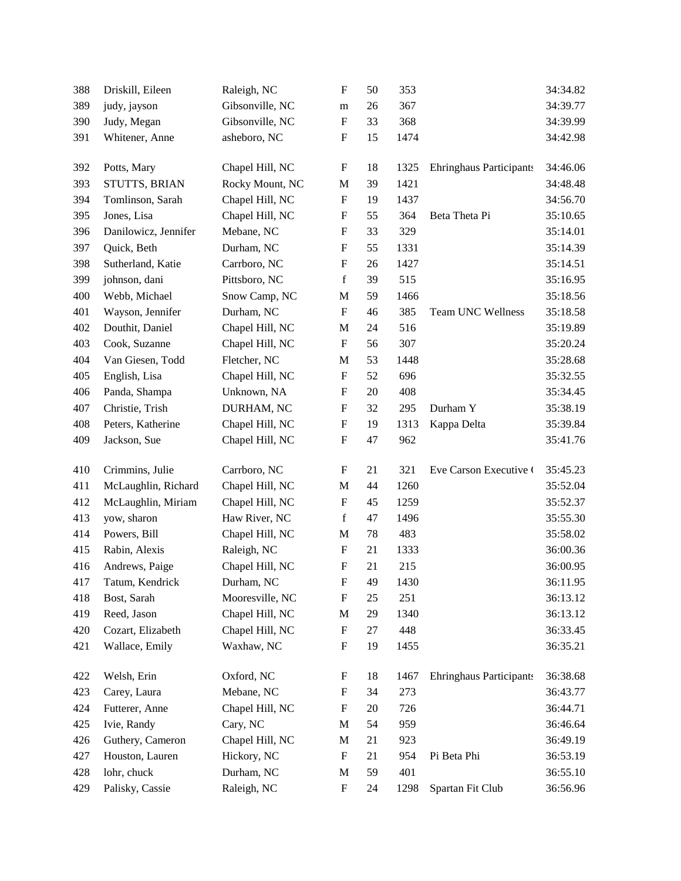| | | | | | | | |
|---|---|---|---|---|---|---|---|
| 388 | Driskill, Eileen | Raleigh, NC | F | 50 | 353 | | 34:34.82 |
| 389 | judy, jayson | Gibsonville, NC | m | 26 | 367 | | 34:39.77 |
| 390 | Judy, Megan | Gibsonville, NC | F | 33 | 368 | | 34:39.99 |
| 391 | Whitener, Anne | asheboro, NC | F | 15 | 1474 | | 34:42.98 |
| 392 | Potts, Mary | Chapel Hill, NC | F | 18 | 1325 | Ehringhaus Participants | 34:46.06 |
| 393 | STUTTS, BRIAN | Rocky Mount, NC | M | 39 | 1421 | | 34:48.48 |
| 394 | Tomlinson, Sarah | Chapel Hill, NC | F | 19 | 1437 | | 34:56.70 |
| 395 | Jones, Lisa | Chapel Hill, NC | F | 55 | 364 | Beta Theta Pi | 35:10.65 |
| 396 | Danilowicz, Jennifer | Mebane, NC | F | 33 | 329 | | 35:14.01 |
| 397 | Quick, Beth | Durham, NC | F | 55 | 1331 | | 35:14.39 |
| 398 | Sutherland, Katie | Carrboro, NC | F | 26 | 1427 | | 35:14.51 |
| 399 | johnson, dani | Pittsboro, NC | f | 39 | 515 | | 35:16.95 |
| 400 | Webb, Michael | Snow Camp, NC | M | 59 | 1466 | | 35:18.56 |
| 401 | Wayson, Jennifer | Durham, NC | F | 46 | 385 | Team UNC Wellness | 35:18.58 |
| 402 | Douthit, Daniel | Chapel Hill, NC | M | 24 | 516 | | 35:19.89 |
| 403 | Cook, Suzanne | Chapel Hill, NC | F | 56 | 307 | | 35:20.24 |
| 404 | Van Giesen, Todd | Fletcher, NC | M | 53 | 1448 | | 35:28.68 |
| 405 | English, Lisa | Chapel Hill, NC | F | 52 | 696 | | 35:32.55 |
| 406 | Panda, Shampa | Unknown, NA | F | 20 | 408 | | 35:34.45 |
| 407 | Christie, Trish | DURHAM, NC | F | 32 | 295 | Durham Y | 35:38.19 |
| 408 | Peters, Katherine | Chapel Hill, NC | F | 19 | 1313 | Kappa Delta | 35:39.84 |
| 409 | Jackson, Sue | Chapel Hill, NC | F | 47 | 962 | | 35:41.76 |
| 410 | Crimmins, Julie | Carrboro, NC | F | 21 | 321 | Eve Carson Executive ( | 35:45.23 |
| 411 | McLaughlin, Richard | Chapel Hill, NC | M | 44 | 1260 | | 35:52.04 |
| 412 | McLaughlin, Miriam | Chapel Hill, NC | F | 45 | 1259 | | 35:52.37 |
| 413 | yow, sharon | Haw River, NC | f | 47 | 1496 | | 35:55.30 |
| 414 | Powers, Bill | Chapel Hill, NC | M | 78 | 483 | | 35:58.02 |
| 415 | Rabin, Alexis | Raleigh, NC | F | 21 | 1333 | | 36:00.36 |
| 416 | Andrews, Paige | Chapel Hill, NC | F | 21 | 215 | | 36:00.95 |
| 417 | Tatum, Kendrick | Durham, NC | F | 49 | 1430 | | 36:11.95 |
| 418 | Bost, Sarah | Mooresville, NC | F | 25 | 251 | | 36:13.12 |
| 419 | Reed, Jason | Chapel Hill, NC | M | 29 | 1340 | | 36:13.12 |
| 420 | Cozart, Elizabeth | Chapel Hill, NC | F | 27 | 448 | | 36:33.45 |
| 421 | Wallace, Emily | Waxhaw, NC | F | 19 | 1455 | | 36:35.21 |
| 422 | Welsh, Erin | Oxford, NC | F | 18 | 1467 | Ehringhaus Participants | 36:38.68 |
| 423 | Carey, Laura | Mebane, NC | F | 34 | 273 | | 36:43.77 |
| 424 | Futterer, Anne | Chapel Hill, NC | F | 20 | 726 | | 36:44.71 |
| 425 | Ivie, Randy | Cary, NC | M | 54 | 959 | | 36:46.64 |
| 426 | Guthery, Cameron | Chapel Hill, NC | M | 21 | 923 | | 36:49.19 |
| 427 | Houston, Lauren | Hickory, NC | F | 21 | 954 | Pi Beta Phi | 36:53.19 |
| 428 | lohr, chuck | Durham, NC | M | 59 | 401 | | 36:55.10 |
| 429 | Palisky, Cassie | Raleigh, NC | F | 24 | 1298 | Spartan Fit Club | 36:56.96 |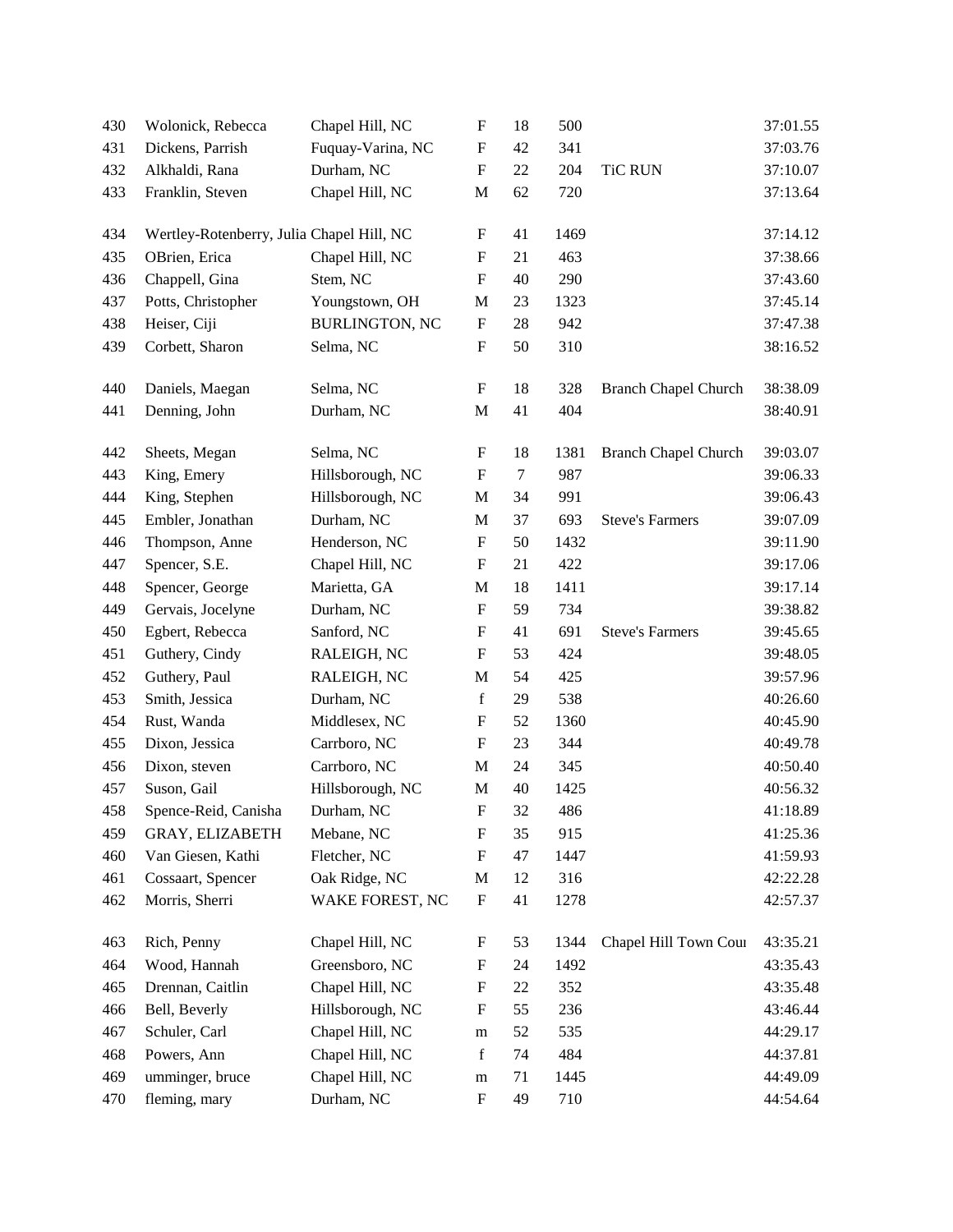| | | | | | | | |
|---|---|---|---|---|---|---|---|
| 430 | Wolonick, Rebecca | Chapel Hill, NC | F | 18 | 500 | | 37:01.55 |
| 431 | Dickens, Parrish | Fuquay-Varina, NC | F | 42 | 341 | | 37:03.76 |
| 432 | Alkhaldi, Rana | Durham, NC | F | 22 | 204 | TiC RUN | 37:10.07 |
| 433 | Franklin, Steven | Chapel Hill, NC | M | 62 | 720 | | 37:13.64 |
| 434 | Wertley-Rotenberry, Julia | Chapel Hill, NC | F | 41 | 1469 | | 37:14.12 |
| 435 | OBrien, Erica | Chapel Hill, NC | F | 21 | 463 | | 37:38.66 |
| 436 | Chappell, Gina | Stem, NC | F | 40 | 290 | | 37:43.60 |
| 437 | Potts, Christopher | Youngstown, OH | M | 23 | 1323 | | 37:45.14 |
| 438 | Heiser, Ciji | BURLINGTON, NC | F | 28 | 942 | | 37:47.38 |
| 439 | Corbett, Sharon | Selma, NC | F | 50 | 310 | | 38:16.52 |
| 440 | Daniels, Maegan | Selma, NC | F | 18 | 328 | Branch Chapel Church | 38:38.09 |
| 441 | Denning, John | Durham, NC | M | 41 | 404 | | 38:40.91 |
| 442 | Sheets, Megan | Selma, NC | F | 18 | 1381 | Branch Chapel Church | 39:03.07 |
| 443 | King, Emery | Hillsborough, NC | F | 7 | 987 | | 39:06.33 |
| 444 | King, Stephen | Hillsborough, NC | M | 34 | 991 | | 39:06.43 |
| 445 | Embler, Jonathan | Durham, NC | M | 37 | 693 | Steve's Farmers | 39:07.09 |
| 446 | Thompson, Anne | Henderson, NC | F | 50 | 1432 | | 39:11.90 |
| 447 | Spencer, S.E. | Chapel Hill, NC | F | 21 | 422 | | 39:17.06 |
| 448 | Spencer, George | Marietta, GA | M | 18 | 1411 | | 39:17.14 |
| 449 | Gervais, Jocelyne | Durham, NC | F | 59 | 734 | | 39:38.82 |
| 450 | Egbert, Rebecca | Sanford, NC | F | 41 | 691 | Steve's Farmers | 39:45.65 |
| 451 | Guthery, Cindy | RALEIGH, NC | F | 53 | 424 | | 39:48.05 |
| 452 | Guthery, Paul | RALEIGH, NC | M | 54 | 425 | | 39:57.96 |
| 453 | Smith, Jessica | Durham, NC | f | 29 | 538 | | 40:26.60 |
| 454 | Rust, Wanda | Middlesex, NC | F | 52 | 1360 | | 40:45.90 |
| 455 | Dixon, Jessica | Carrboro, NC | F | 23 | 344 | | 40:49.78 |
| 456 | Dixon, steven | Carrboro, NC | M | 24 | 345 | | 40:50.40 |
| 457 | Suson, Gail | Hillsborough, NC | M | 40 | 1425 | | 40:56.32 |
| 458 | Spence-Reid, Canisha | Durham, NC | F | 32 | 486 | | 41:18.89 |
| 459 | GRAY, ELIZABETH | Mebane, NC | F | 35 | 915 | | 41:25.36 |
| 460 | Van Giesen, Kathi | Fletcher, NC | F | 47 | 1447 | | 41:59.93 |
| 461 | Cossaart, Spencer | Oak Ridge, NC | M | 12 | 316 | | 42:22.28 |
| 462 | Morris, Sherri | WAKE FOREST, NC | F | 41 | 1278 | | 42:57.37 |
| 463 | Rich, Penny | Chapel Hill, NC | F | 53 | 1344 | Chapel Hill Town Cou | 43:35.21 |
| 464 | Wood, Hannah | Greensboro, NC | F | 24 | 1492 | | 43:35.43 |
| 465 | Drennan, Caitlin | Chapel Hill, NC | F | 22 | 352 | | 43:35.48 |
| 466 | Bell, Beverly | Hillsborough, NC | F | 55 | 236 | | 43:46.44 |
| 467 | Schuler, Carl | Chapel Hill, NC | m | 52 | 535 | | 44:29.17 |
| 468 | Powers, Ann | Chapel Hill, NC | f | 74 | 484 | | 44:37.81 |
| 469 | umminger, bruce | Chapel Hill, NC | m | 71 | 1445 | | 44:49.09 |
| 470 | fleming, mary | Durham, NC | F | 49 | 710 | | 44:54.64 |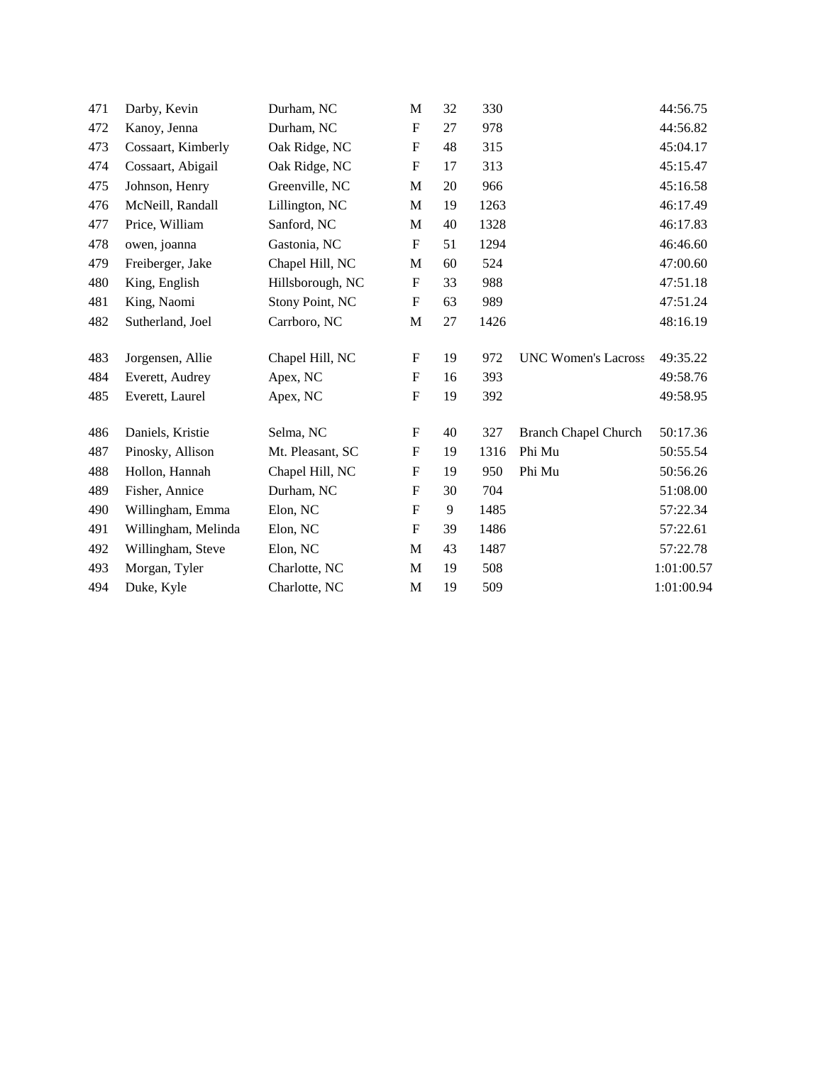| | | | | | | | |
|---|---|---|---|---|---|---|---|
| 471 | Darby, Kevin | Durham, NC | M | 32 | 330 | | 44:56.75 |
| 472 | Kanoy, Jenna | Durham, NC | F | 27 | 978 | | 44:56.82 |
| 473 | Cossaart, Kimberly | Oak Ridge, NC | F | 48 | 315 | | 45:04.17 |
| 474 | Cossaart, Abigail | Oak Ridge, NC | F | 17 | 313 | | 45:15.47 |
| 475 | Johnson, Henry | Greenville, NC | M | 20 | 966 | | 45:16.58 |
| 476 | McNeill, Randall | Lillington, NC | M | 19 | 1263 | | 46:17.49 |
| 477 | Price, William | Sanford, NC | M | 40 | 1328 | | 46:17.83 |
| 478 | owen, joanna | Gastonia, NC | F | 51 | 1294 | | 46:46.60 |
| 479 | Freiberger, Jake | Chapel Hill, NC | M | 60 | 524 | | 47:00.60 |
| 480 | King, English | Hillsborough, NC | F | 33 | 988 | | 47:51.18 |
| 481 | King, Naomi | Stony Point, NC | F | 63 | 989 | | 47:51.24 |
| 482 | Sutherland, Joel | Carrboro, NC | M | 27 | 1426 | | 48:16.19 |
| 483 | Jorgensen, Allie | Chapel Hill, NC | F | 19 | 972 | UNC Women's Lacross | 49:35.22 |
| 484 | Everett, Audrey | Apex, NC | F | 16 | 393 | | 49:58.76 |
| 485 | Everett, Laurel | Apex, NC | F | 19 | 392 | | 49:58.95 |
| 486 | Daniels, Kristie | Selma, NC | F | 40 | 327 | Branch Chapel Church | 50:17.36 |
| 487 | Pinosky, Allison | Mt. Pleasant, SC | F | 19 | 1316 | Phi Mu | 50:55.54 |
| 488 | Hollon, Hannah | Chapel Hill, NC | F | 19 | 950 | Phi Mu | 50:56.26 |
| 489 | Fisher, Annice | Durham, NC | F | 30 | 704 | | 51:08.00 |
| 490 | Willingham, Emma | Elon, NC | F | 9 | 1485 | | 57:22.34 |
| 491 | Willingham, Melinda | Elon, NC | F | 39 | 1486 | | 57:22.61 |
| 492 | Willingham, Steve | Elon, NC | M | 43 | 1487 | | 57:22.78 |
| 493 | Morgan, Tyler | Charlotte, NC | M | 19 | 508 | | 1:01:00.57 |
| 494 | Duke, Kyle | Charlotte, NC | M | 19 | 509 | | 1:01:00.94 |